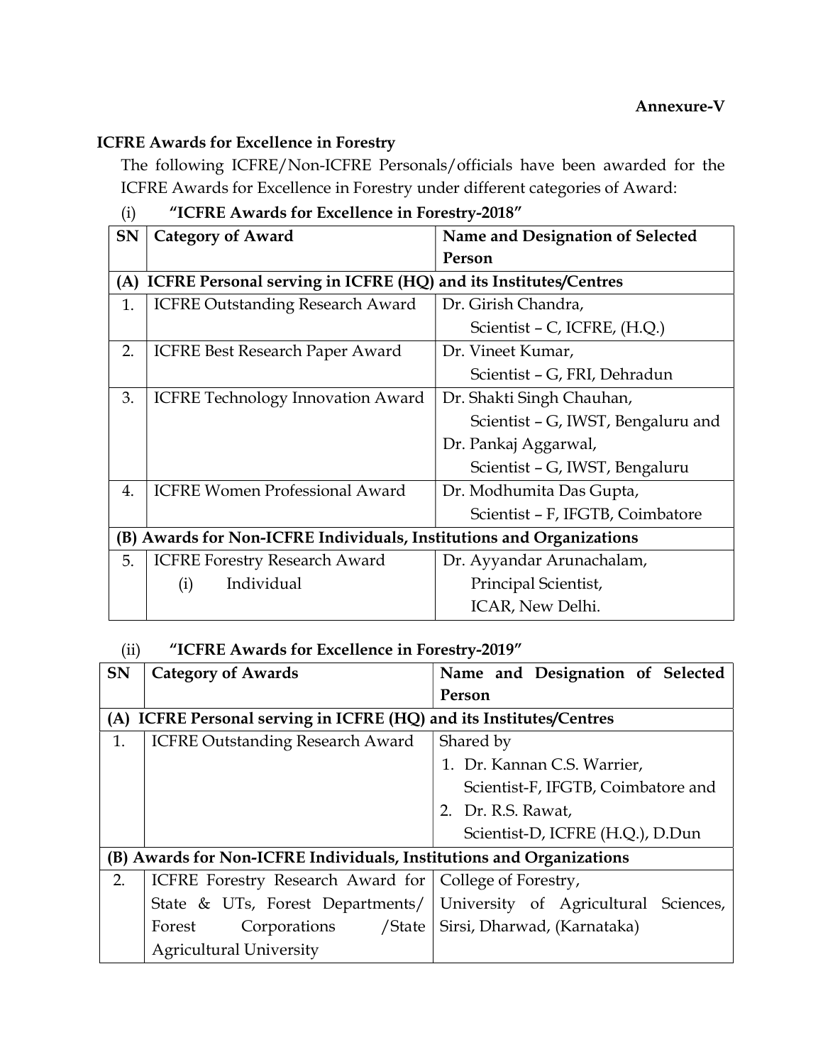**Annexure-V**

**ICFRE Awards for Excellence in Forestry**

The following ICFRE/Non-ICFRE Personals/officials have been awarded for the ICFRE Awards for Excellence in Forestry under different categories of Award:

(i) **"ICFRE Awards for Excellence in Forestry-2018"**

| SN | Category of Award | Name and Designation of Selected Person |
|---|---|---|
| **(A) ICFRE Personal serving in ICFRE (HQ) and its Institutes/Centres** | | |
| 1. | ICFRE Outstanding Research Award | Dr. Girish Chandra, Scientist – C, ICFRE, (H.Q.) |
| 2. | ICFRE Best Research Paper Award | Dr. Vineet Kumar, Scientist – G, FRI, Dehradun |
| 3. | ICFRE Technology Innovation Award | Dr. Shakti Singh Chauhan, Scientist – G, IWST, Bengaluru and Dr. Pankaj Aggarwal, Scientist – G, IWST, Bengaluru |
| 4. | ICFRE Women Professional Award | Dr. Modhumita Das Gupta, Scientist – F, IFGTB, Coimbatore |
| **(B) Awards for Non-ICFRE Individuals, Institutions and Organizations** | | |
| 5. | ICFRE Forestry Research Award (i) Individual | Dr. Ayyandar Arunachalam, Principal Scientist, ICAR, New Delhi. |

(ii) **"ICFRE Awards for Excellence in Forestry-2019"**

| SN | Category of Awards | Name and Designation of Selected Person |
|---|---|---|
| **(A) ICFRE Personal serving in ICFRE (HQ) and its Institutes/Centres** | | |
| 1. | ICFRE Outstanding Research Award | Shared by 1. Dr. Kannan C.S. Warrier, Scientist-F, IFGTB, Coimbatore and 2. Dr. R.S. Rawat, Scientist-D, ICFRE (H.Q.), D.Dun |
| **(B) Awards for Non-ICFRE Individuals, Institutions and Organizations** | | |
| 2. | ICFRE Forestry Research Award for State & UTs, Forest Departments/ Forest Corporations /State Agricultural University | College of Forestry, University of Agricultural Sciences, Sirsi, Dharwad, (Karnataka) |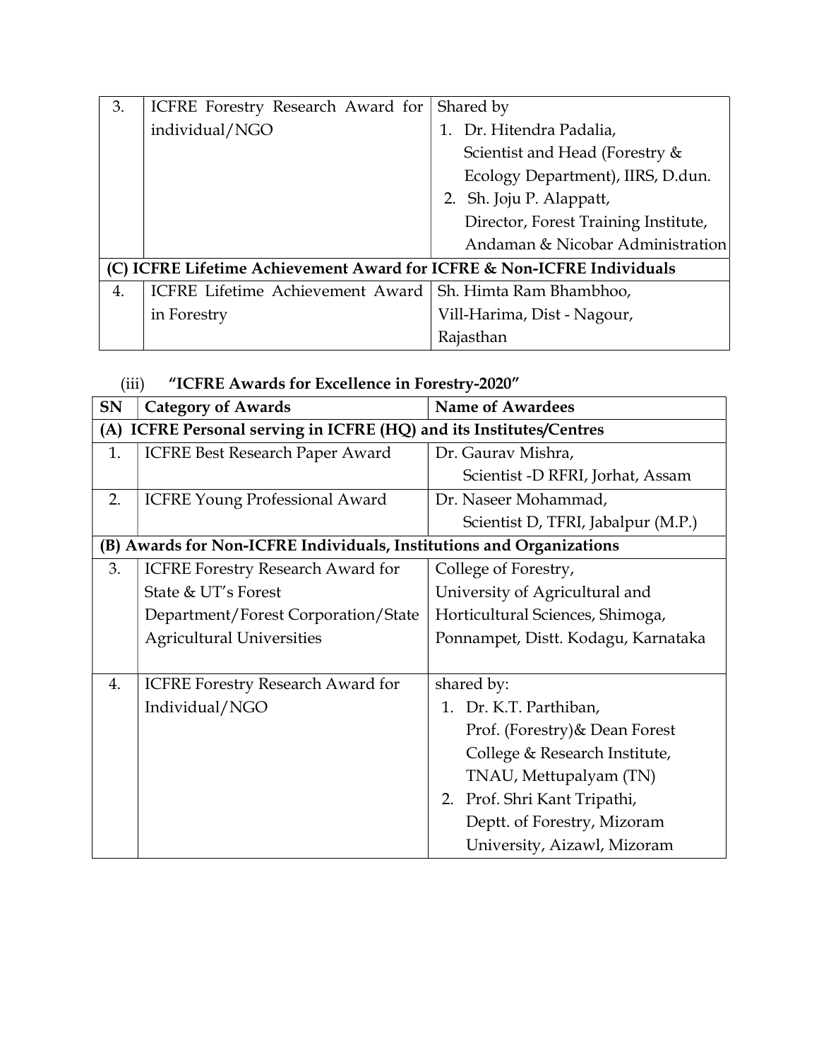| | | |
|---|---|---|
| 3. | ICFRE Forestry Research Award for individual/NGO | Shared by<br>1. Dr. Hitendra Padalia, Scientist and Head (Forestry & Ecology Department), IIRS, D.dun.<br>2. Sh. Joju P. Alappatt, Director, Forest Training Institute, Andaman & Nicobar Administration |
| **(C) ICFRE Lifetime Achievement Award for ICFRE & Non-ICFRE Individuals** | | |
| 4. | ICFRE Lifetime Achievement Award in Forestry | Sh. Himta Ram Bhambhoo, Vill-Harima, Dist - Nagour, Rajasthan |

(iii) **"ICFRE Awards for Excellence in Forestry-2020"**

| SN | Category of Awards | Name of Awardees |
|---|---|---|
| **(A) ICFRE Personal serving in ICFRE (HQ) and its Institutes/Centres** | | |
| 1. | ICFRE Best Research Paper Award | Dr. Gaurav Mishra, Scientist -D RFRI, Jorhat, Assam |
| 2. | ICFRE Young Professional Award | Dr. Naseer Mohammad, Scientist D, TFRI, Jabalpur (M.P.) |
| **(B) Awards for Non-ICFRE Individuals, Institutions and Organizations** | | |
| 3. | ICFRE Forestry Research Award for State & UT's Forest Department/Forest Corporation/State Agricultural Universities | College of Forestry, University of Agricultural and Horticultural Sciences, Shimoga, Ponnampet, Distt. Kodagu, Karnataka |
| 4. | ICFRE Forestry Research Award for Individual/NGO | shared by:<br>1. Dr. K.T. Parthiban, Prof. (Forestry)& Dean Forest College & Research Institute, TNAU, Mettupalyam (TN)<br>2. Prof. Shri Kant Tripathi, Deptt. of Forestry, Mizoram University, Aizawl, Mizoram |